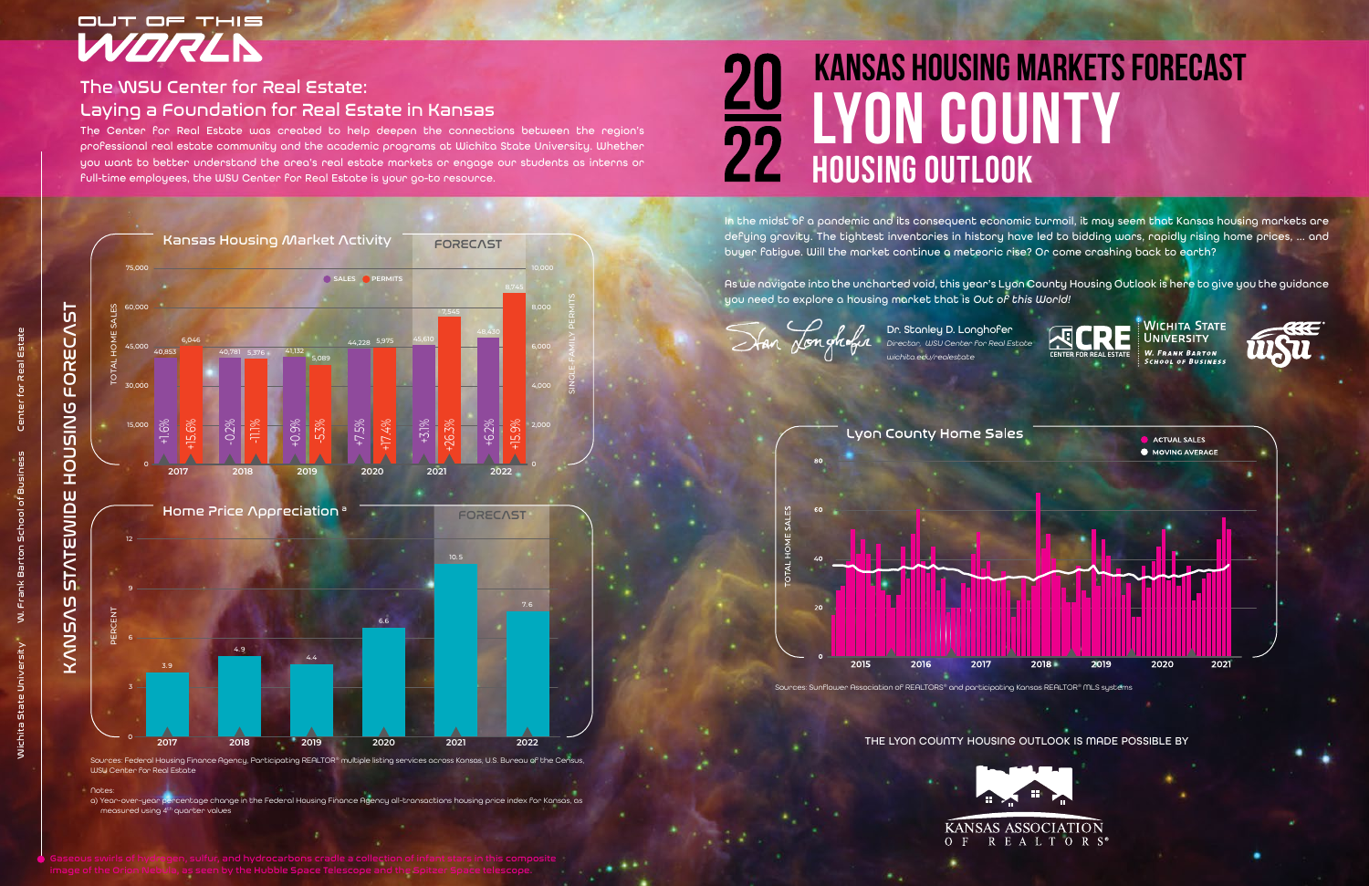# OUT OF THIS WORLD

## The WSU Center for Real Estate: Laying a Foundation for Real Estate in Kansas

The Center for Real Estate was created to help deepen the connections between the region's professional real estate community and the academic programs at Wichita State University. Whether you want to better understand the area's real estate markets or engage our students as interns or full-time employees, the WSU Center for Real Estate is your go-to resource.

# 2022 KANSAS HOUSING MARKETS FORECAST

# LYON COUNTY HOUSING OUTLOOK

In the midst of a pandemic and its consequent economic turmoil, it may seem that Kansas housing markets are defying gravity. The tightest inventories in history have led to bidding wars, rapidly rising home prices, ... and buyer fatigue. Will the market continue a meteoric rise? Or come crashing back to earth?

As we navigate into the uncharted void, this year's Lyon County Housing Outlook is here to give you the guidance you need to explore a housing market that is *Out of this World!*

Dr. Stanley D. Longhofer
*Director, WSU Center for Real Estate*
*wichita.edu/realestate*

CRE Center for Real Estate | Wichita State University W. Frank Barton School of Business

## KANSAS STATEWIDE HOUSING FORECAST

### Kansas Housing Market Activity

| Year | Total Home Sales | Sales % change | Single-Family Permits | Permits % change |
|---|---|---|---|---|
| 2017 | 40,853 | +1.6% | 6,046 | +15.6% |
| 2018 | 40,781 | -0.2% | 5,376 | -11.1% |
| 2019 | 41,132 | +0.9% | 5,089 | -5.3% |
| 2020 | 44,228 | +7.5% | 5,975 | +17.4% |
| 2021 (Forecast) | 45,610 | +3.1% | 7,545 | +26.3% |
| 2022 (Forecast) | 48,420 | +6.2% | 8,745 | +15.9% |

### Home Price Appreciation [a]

| Year | Percent |
|---|---|
| 2017 | 3.9 |
| 2018 | 4.9 |
| 2019 | 4.4 |
| 2020 | 6.6 |
| 2021 (Forecast) | 10.5 |
| 2022 (Forecast) | 7.6 |

Sources: Federal Housing Finance Agency, Participating REALTOR® multiple listing services across Kansas, U.S. Bureau of the Census, WSU Center for Real Estate

Notes:
a) Year-over-year percentage change in the Federal Housing Finance Agency all-transactions housing price index for Kansas, as measured using 4th quarter values

### Lyon County Home Sales

Actual Sales / Moving Average (Total Home Sales, 2015–2021)

Sources: Sunflower Association of REALTORS® and participating Kansas REALTOR® MLS systems

THE LYON COUNTY HOUSING OUTLOOK IS MADE POSSIBLE BY

KANSAS ASSOCIATION OF REALTORS®

Gaseous swirls of hydrogen, sulfur, and hydrocarbons cradle a collection of infant stars in this composite image of the Orion Nebula, as seen by the Hubble Space Telescope and the Spitzer Space telescope.

Wichita State University W. Frank Barton School of Business Center for Real Estate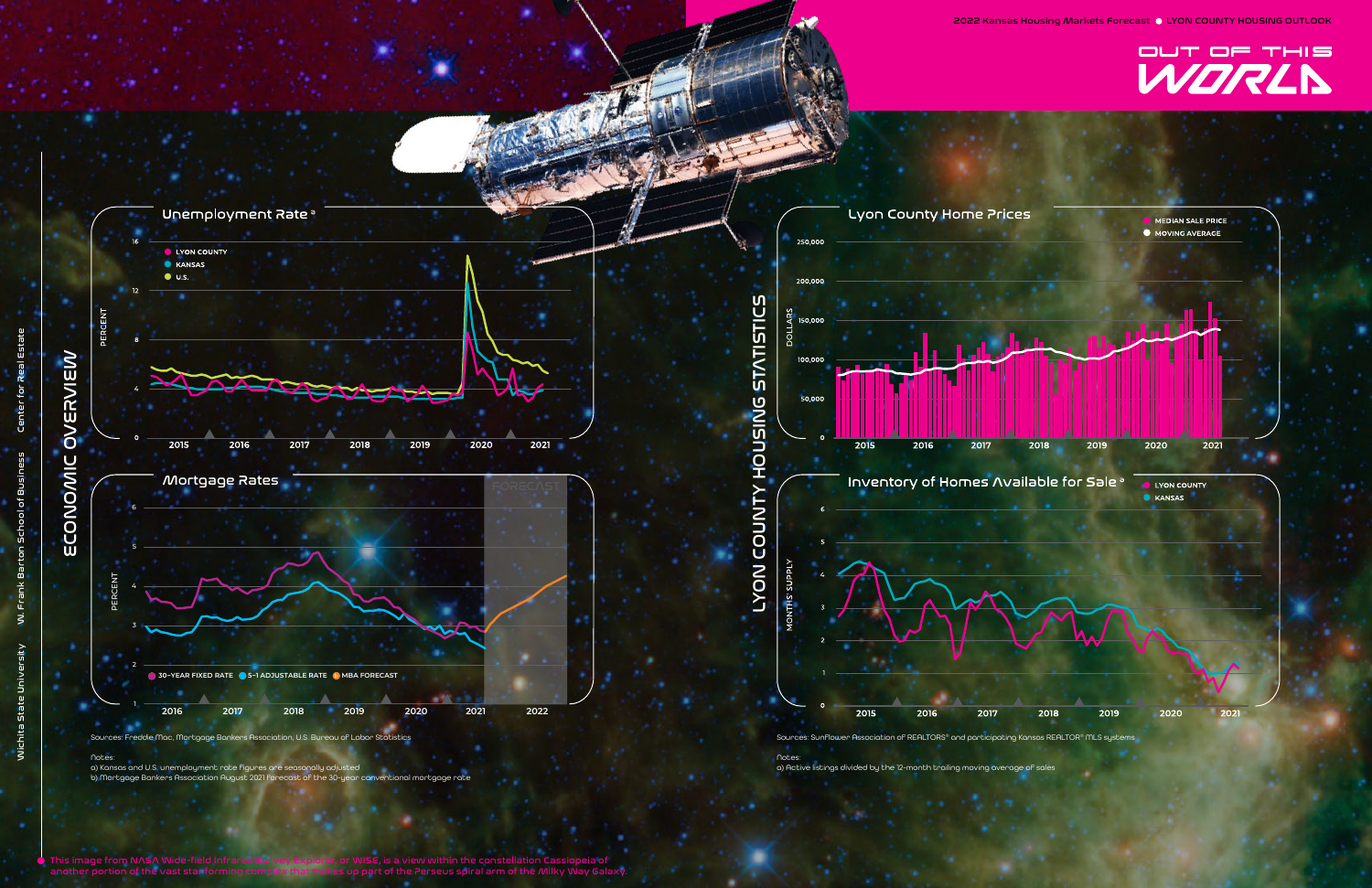2022 Kansas Housing Markets Forecast ● LYON COUNTY HOUSING OUTLOOK

# OUT OF THIS WORLD

Wichita State University W. Frank Barton School of Business Center for Real Estate

## ECONOMIC OVERVIEW

### Unemployment Rate[a]

LYON COUNTY
KANSAS
U.S.

PERCENT

16
12
8
4
0

2015 2016 2017 2018 2019 2020 2021

### Mortgage Rates

FORECAST

PERCENT

6
5
4
3
2
1

2016 2017 2018 2019 2020 2021 2022

30-YEAR FIXED RATE
5-1 ADJUSTABLE RATE
MBA FORECAST

Sources: Freddie Mac, Mortgage Bankers Association, U.S. Bureau of Labor Statistics

Notes:
a) Kansas and U.S. unemployment rate figures are seasonally adjusted
b) Mortgage Bankers Association August 2021 forecast of the 30-year conventional mortgage rate

## LYON COUNTY HOUSING STATISTICS

### Lyon County Home Prices

MEDIAN SALE PRICE
MOVING AVERAGE

DOLLARS

250,000
200,000
150,000
100,000
50,000
0

2015 2016 2017 2018 2019 2020 2021

### Inventory of Homes Available for Sale[a]

LYON COUNTY
KANSAS

MONTHS' SUPPLY

6
5
4
3
2
1
0

2015 2016 2017 2018 2019 2020 2021

Sources: Sunflower Association of REALTORS® and participating Kansas REALTOR® MLS systems

Notes:
a) Active listings divided by the 12-month trailing moving average of sales

This image from NASA Wide-field Infrared Survey Explorer, or WISE, is a view within the constellation Cassiopeia of another portion of the vast star-forming complex that makes up part of the Perseus spiral arm of the Milky Way Galaxy.